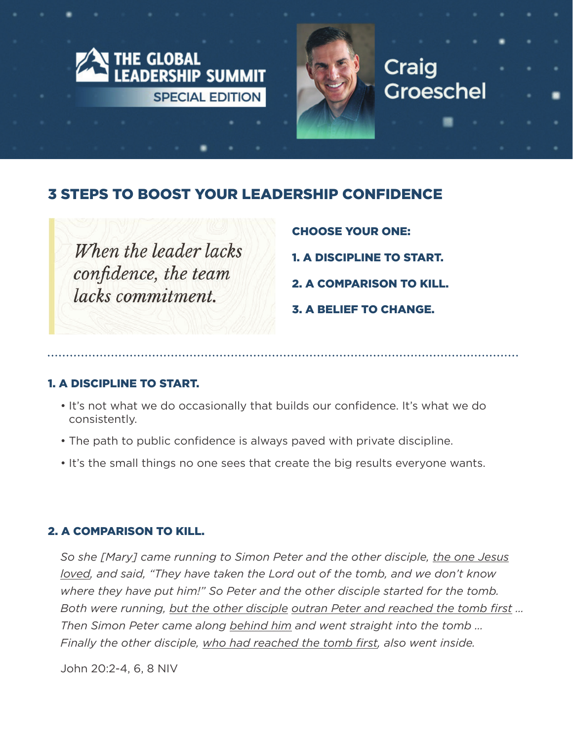THE GLOBAL LEADERSHIP SUMMIT

SPECIAL EDITION

Craig Groeschel

# 3 STEPS TO BOOST YOUR LEADERSHIP CONFIDENCE

*When the leader lacks confidence, the team lacks commitment.*

**CHOOSE YOUR ONE:**

**1. A DISCIPLINE TO START.**

**2. A COMPARISON TO KILL.**

**3. A BELIEF TO CHANGE.**

## 1. A DISCIPLINE TO START.

- It's not what we do occasionally that builds our confidence. It's what we do consistently.
- The path to public confidence is always paved with private discipline.
- It's the small things no one sees that create the big results everyone wants.

## 2. A COMPARISON TO KILL.

*So she [Mary] came running to Simon Peter and the other disciple, <u>the one Jesus loved</u>, and said, "They have taken the Lord out of the tomb, and we don't know where they have put him!" So Peter and the other disciple started for the tomb. Both were running, <u>but the other disciple</u> <u>outran Peter and reached the tomb first</u> ... Then Simon Peter came along <u>behind him</u> and went straight into the tomb ... Finally the other disciple, <u>who had reached the tomb first</u>, also went inside.*

John 20:2-4, 6, 8 NIV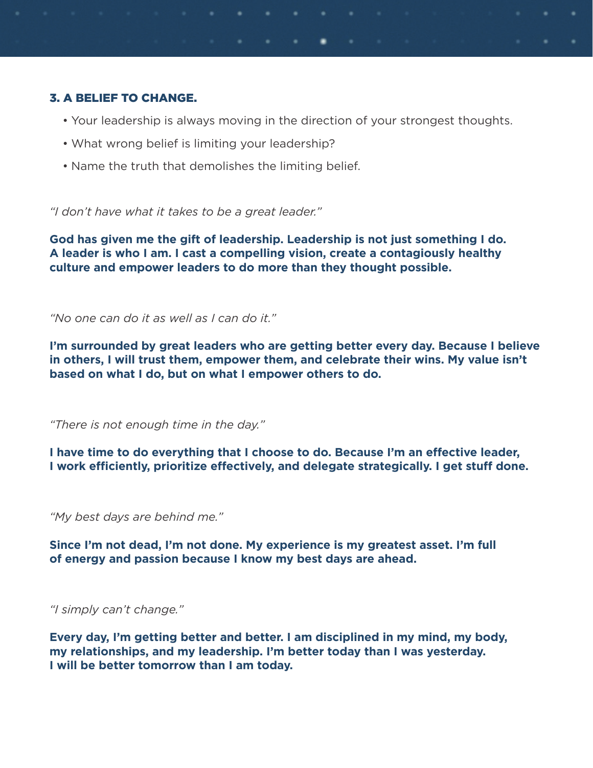### 3. A BELIEF TO CHANGE.

- Your leadership is always moving in the direction of your strongest thoughts.
- What wrong belief is limiting your leadership?
- Name the truth that demolishes the limiting belief.

*“I don’t have what it takes to be a great leader.”*

**God has given me the gift of leadership. Leadership is not just something I do. A leader is who I am. I cast a compelling vision, create a contagiously healthy culture and empower leaders to do more than they thought possible.**

*“No one can do it as well as I can do it.”*

**I’m surrounded by great leaders who are getting better every day. Because I believe in others, I will trust them, empower them, and celebrate their wins. My value isn’t based on what I do, but on what I empower others to do.**

*“There is not enough time in the day.”*

**I have time to do everything that I choose to do. Because I’m an effective leader, I work efficiently, prioritize effectively, and delegate strategically. I get stuff done.**

*“My best days are behind me.”*

**Since I’m not dead, I’m not done. My experience is my greatest asset. I’m full of energy and passion because I know my best days are ahead.**

*“I simply can’t change.”*

**Every day, I’m getting better and better. I am disciplined in my mind, my body, my relationships, and my leadership. I’m better today than I was yesterday. I will be better tomorrow than I am today.**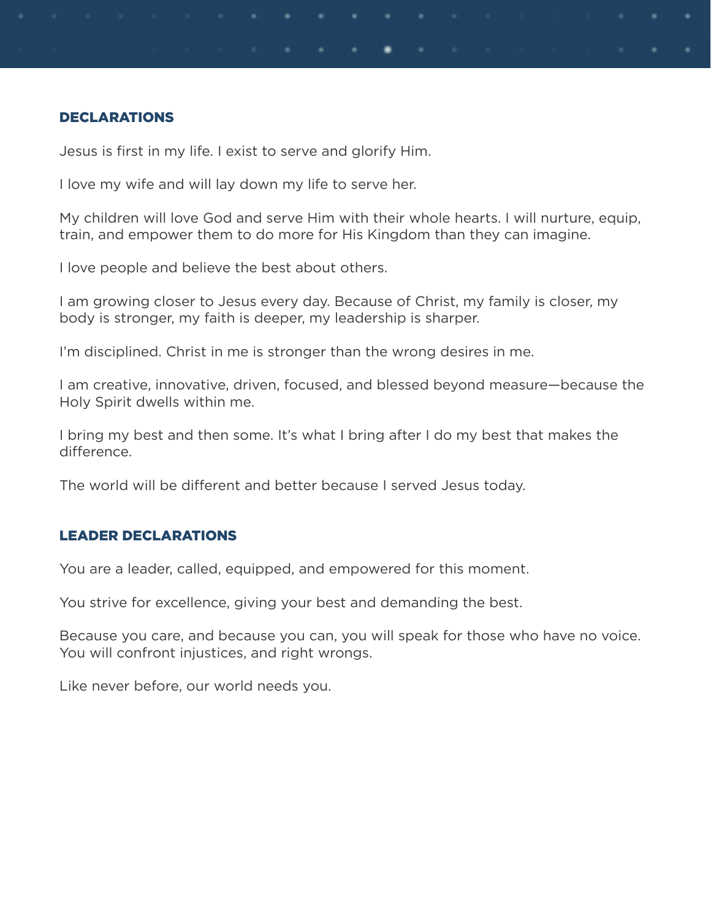## DECLARATIONS

Jesus is first in my life. I exist to serve and glorify Him.

I love my wife and will lay down my life to serve her.

My children will love God and serve Him with their whole hearts. I will nurture, equip, train, and empower them to do more for His Kingdom than they can imagine.

I love people and believe the best about others.

I am growing closer to Jesus every day. Because of Christ, my family is closer, my body is stronger, my faith is deeper, my leadership is sharper.

I'm disciplined. Christ in me is stronger than the wrong desires in me.

I am creative, innovative, driven, focused, and blessed beyond measure—because the Holy Spirit dwells within me.

I bring my best and then some. It's what I bring after I do my best that makes the difference.

The world will be different and better because I served Jesus today.

## LEADER DECLARATIONS

You are a leader, called, equipped, and empowered for this moment.

You strive for excellence, giving your best and demanding the best.

Because you care, and because you can, you will speak for those who have no voice. You will confront injustices, and right wrongs.

Like never before, our world needs you.